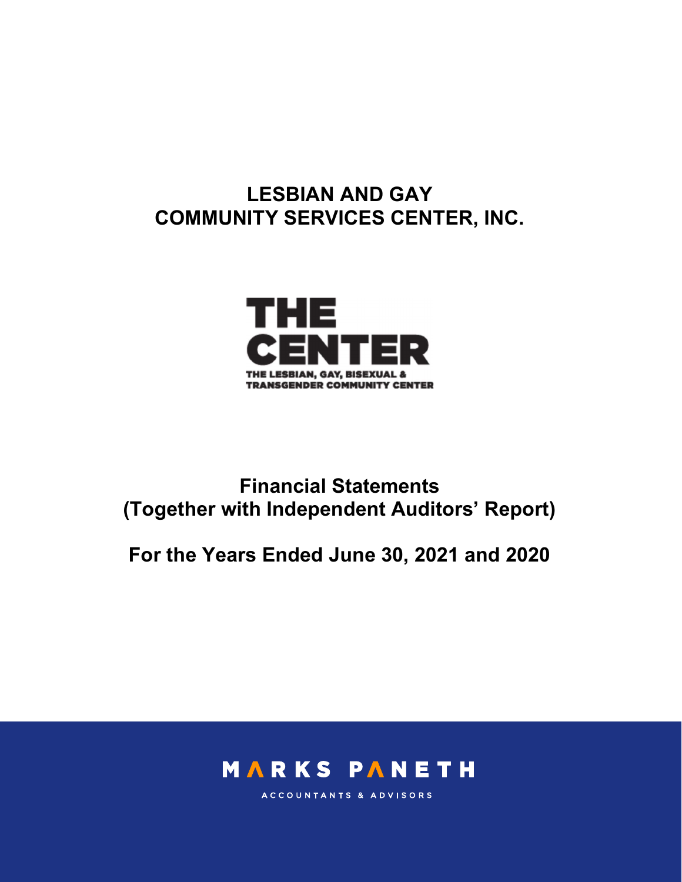# LESBIAN AND GAY COMMUNITY SERVICES CENTER, INC.

THE CENTER

THE LESBIAN, GAY, BISEXUAL & TRANSGENDER COMMUNITY CENTER

## Financial Statements (Together with Independent Auditors' Report)

## For the Years Ended June 30, 2021 and 2020

MARKS PANETH

ACCOUNTANTS & ADVISORS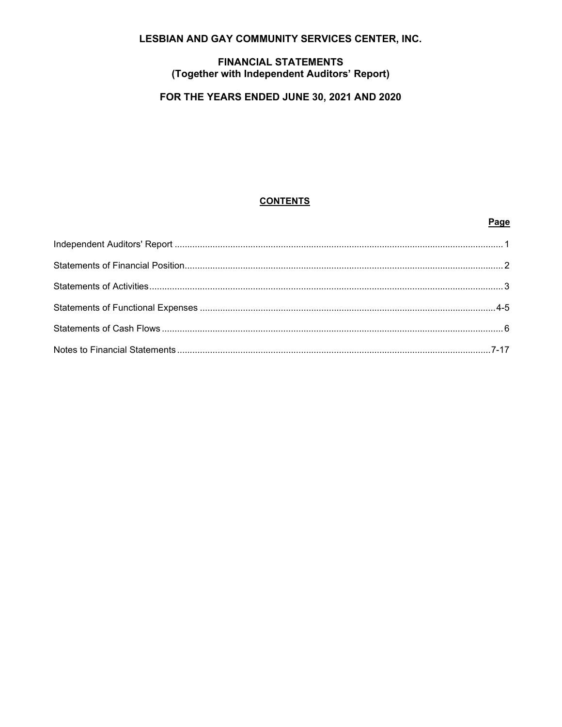# LESBIAN AND GAY COMMUNITY SERVICES CENTER, INC.

## FINANCIAL STATEMENTS
## (Together with Independent Auditors' Report)

## FOR THE YEARS ENDED JUNE 30, 2021 AND 2020

**CONTENTS**

| | Page |
|---|---|
| Independent Auditors' Report | 1 |
| Statements of Financial Position | 2 |
| Statements of Activities | 3 |
| Statements of Functional Expenses | 4-5 |
| Statements of Cash Flows | 6 |
| Notes to Financial Statements | 7-17 |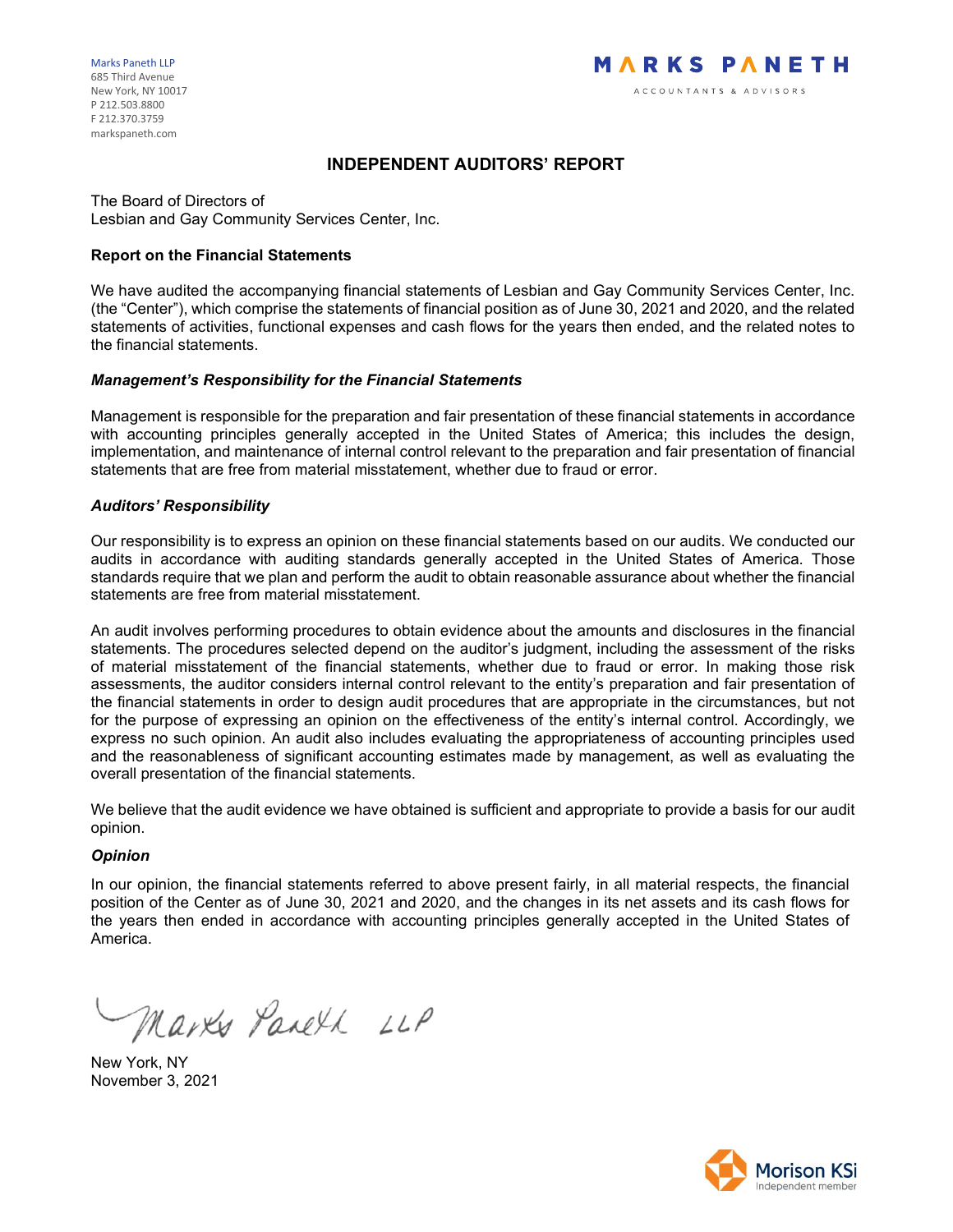Marks Paneth LLP
685 Third Avenue
New York, NY 10017
P 212.503.8800
F 212.370.3759
markspaneth.com

MARKS PANETH
ACCOUNTANTS & ADVISORS

# INDEPENDENT AUDITORS' REPORT

The Board of Directors of
Lesbian and Gay Community Services Center, Inc.

## Report on the Financial Statements

We have audited the accompanying financial statements of Lesbian and Gay Community Services Center, Inc. (the "Center"), which comprise the statements of financial position as of June 30, 2021 and 2020, and the related statements of activities, functional expenses and cash flows for the years then ended, and the related notes to the financial statements.

### *Management's Responsibility for the Financial Statements*

Management is responsible for the preparation and fair presentation of these financial statements in accordance with accounting principles generally accepted in the United States of America; this includes the design, implementation, and maintenance of internal control relevant to the preparation and fair presentation of financial statements that are free from material misstatement, whether due to fraud or error.

### *Auditors' Responsibility*

Our responsibility is to express an opinion on these financial statements based on our audits. We conducted our audits in accordance with auditing standards generally accepted in the United States of America. Those standards require that we plan and perform the audit to obtain reasonable assurance about whether the financial statements are free from material misstatement.

An audit involves performing procedures to obtain evidence about the amounts and disclosures in the financial statements. The procedures selected depend on the auditor's judgment, including the assessment of the risks of material misstatement of the financial statements, whether due to fraud or error. In making those risk assessments, the auditor considers internal control relevant to the entity's preparation and fair presentation of the financial statements in order to design audit procedures that are appropriate in the circumstances, but not for the purpose of expressing an opinion on the effectiveness of the entity's internal control. Accordingly, we express no such opinion. An audit also includes evaluating the appropriateness of accounting principles used and the reasonableness of significant accounting estimates made by management, as well as evaluating the overall presentation of the financial statements.

We believe that the audit evidence we have obtained is sufficient and appropriate to provide a basis for our audit opinion.

### *Opinion*

In our opinion, the financial statements referred to above present fairly, in all material respects, the financial position of the Center as of June 30, 2021 and 2020, and the changes in its net assets and its cash flows for the years then ended in accordance with accounting principles generally accepted in the United States of America.

Marks Paneth LLP

New York, NY
November 3, 2021

Morison KSi
Independent member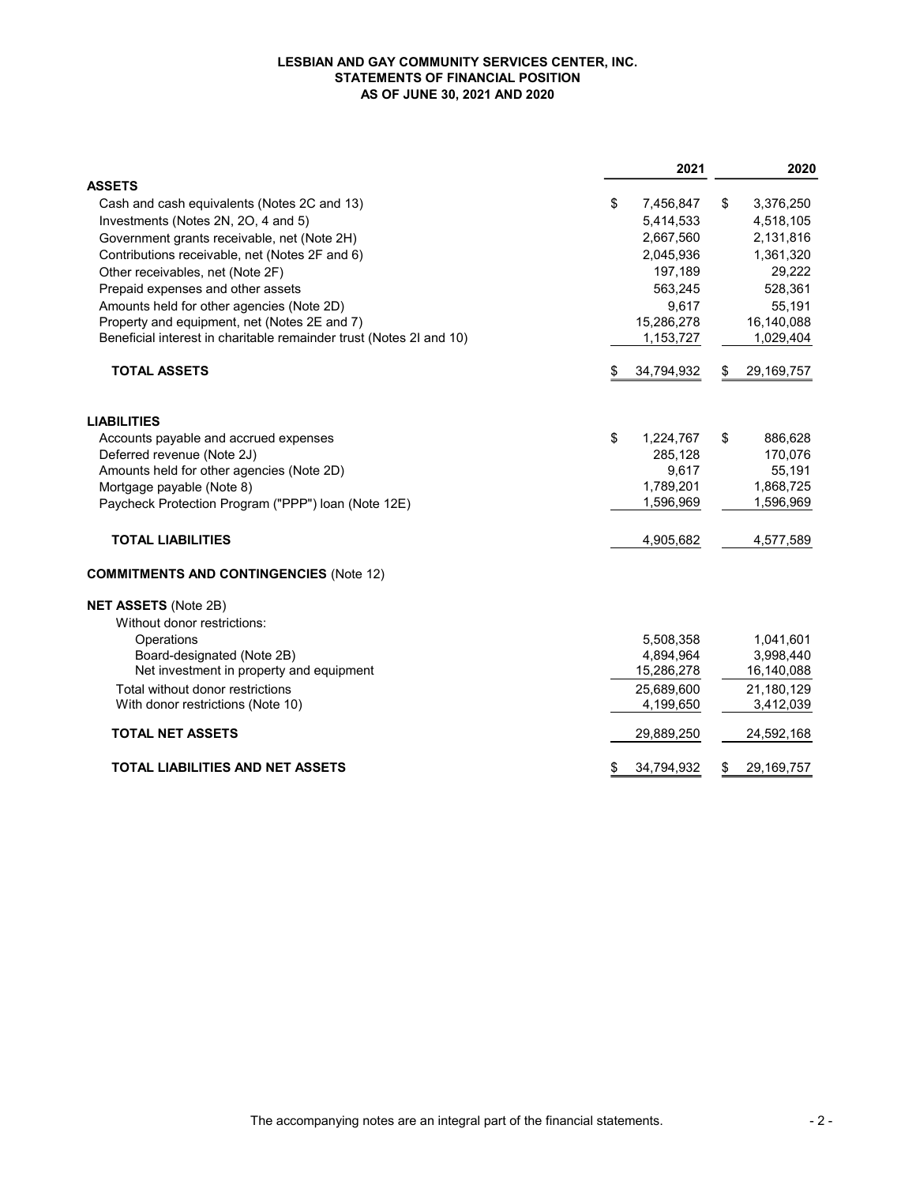**LESBIAN AND GAY COMMUNITY SERVICES CENTER, INC.**
**STATEMENTS OF FINANCIAL POSITION**
**AS OF JUNE 30, 2021 AND 2020**

| | 2021 | 2020 |
|---|---|---|
| **ASSETS** | | |
| Cash and cash equivalents (Notes 2C and 13) | $ 7,456,847 | $ 3,376,250 |
| Investments (Notes 2N, 2O, 4 and 5) | 5,414,533 | 4,518,105 |
| Government grants receivable, net (Note 2H) | 2,667,560 | 2,131,816 |
| Contributions receivable, net (Notes 2F and 6) | 2,045,936 | 1,361,320 |
| Other receivables, net (Note 2F) | 197,189 | 29,222 |
| Prepaid expenses and other assets | 563,245 | 528,361 |
| Amounts held for other agencies (Note 2D) | 9,617 | 55,191 |
| Property and equipment, net (Notes 2E and 7) | 15,286,278 | 16,140,088 |
| Beneficial interest in charitable remainder trust (Notes 2I and 10) | 1,153,727 | 1,029,404 |
| **TOTAL ASSETS** | $ 34,794,932 | $ 29,169,757 |
| **LIABILITIES** | | |
| Accounts payable and accrued expenses | $ 1,224,767 | $ 886,628 |
| Deferred revenue (Note 2J) | 285,128 | 170,076 |
| Amounts held for other agencies (Note 2D) | 9,617 | 55,191 |
| Mortgage payable (Note 8) | 1,789,201 | 1,868,725 |
| Paycheck Protection Program ("PPP") loan (Note 12E) | 1,596,969 | 1,596,969 |
| **TOTAL LIABILITIES** | 4,905,682 | 4,577,589 |
| **COMMITMENTS AND CONTINGENCIES** (Note 12) | | |
| **NET ASSETS** (Note 2B) | | |
| Without donor restrictions: | | |
| Operations | 5,508,358 | 1,041,601 |
| Board-designated (Note 2B) | 4,894,964 | 3,998,440 |
| Net investment in property and equipment | 15,286,278 | 16,140,088 |
| Total without donor restrictions | 25,689,600 | 21,180,129 |
| With donor restrictions (Note 10) | 4,199,650 | 3,412,039 |
| **TOTAL NET ASSETS** | 29,889,250 | 24,592,168 |
| **TOTAL LIABILITIES AND NET ASSETS** | $ 34,794,932 | $ 29,169,757 |

The accompanying notes are an integral part of the financial statements.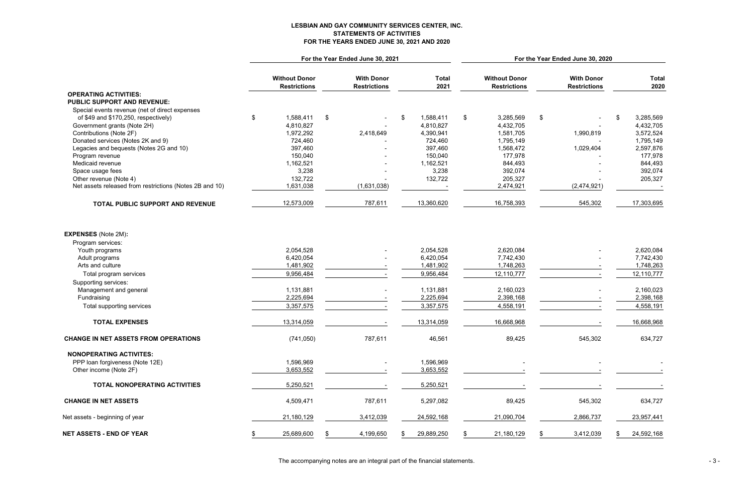# LESBIAN AND GAY COMMUNITY SERVICES CENTER, INC.
## STATEMENTS OF ACTIVITIES
## FOR THE YEARS ENDED JUNE 30, 2021 AND 2020

| | For the Year Ended June 30, 2021 | | | For the Year Ended June 30, 2020 | | |
|---|---|---|---|---|---|---|
| | Without Donor Restrictions | With Donor Restrictions | Total 2021 | Without Donor Restrictions | With Donor Restrictions | Total 2020 |
| **OPERATING ACTIVITIES:** | | | | | | |
| **PUBLIC SUPPORT AND REVENUE:** | | | | | | |
| Special events revenue (net of direct expenses of $49 and $170,250, respectively) | $ 1,588,411 | $ - | $ 1,588,411 | $ 3,285,569 | $ - | $ 3,285,569 |
| Government grants (Note 2H) | 4,810,827 | - | 4,810,827 | 4,432,705 | - | 4,432,705 |
| Contributions (Note 2F) | 1,972,292 | 2,418,649 | 4,390,941 | 1,581,705 | 1,990,819 | 3,572,524 |
| Donated services (Notes 2K and 9) | 724,460 | - | 724,460 | 1,795,149 | - | 1,795,149 |
| Legacies and bequests (Notes 2G and 10) | 397,460 | - | 397,460 | 1,568,472 | 1,029,404 | 2,597,876 |
| Program revenue | 150,040 | - | 150,040 | 177,978 | - | 177,978 |
| Medicaid revenue | 1,162,521 | - | 1,162,521 | 844,493 | - | 844,493 |
| Space usage fees | 3,238 | - | 3,238 | 392,074 | - | 392,074 |
| Other revenue (Note 4) | 132,722 | - | 132,722 | 205,327 | - | 205,327 |
| Net assets released from restrictions (Notes 2B and 10) | 1,631,038 | (1,631,038) | - | 2,474,921 | (2,474,921) | - |
| **TOTAL PUBLIC SUPPORT AND REVENUE** | 12,573,009 | 787,611 | 13,360,620 | 16,758,393 | 545,302 | 17,303,695 |
| **EXPENSES** (Note 2M)**:** | | | | | | |
| Program services: | | | | | | |
| Youth programs | 2,054,528 | - | 2,054,528 | 2,620,084 | - | 2,620,084 |
| Adult programs | 6,420,054 | - | 6,420,054 | 7,742,430 | - | 7,742,430 |
| Arts and culture | 1,481,902 | - | 1,481,902 | 1,748,263 | - | 1,748,263 |
| Total program services | 9,956,484 | - | 9,956,484 | 12,110,777 | - | 12,110,777 |
| Supporting services: | | | | | | |
| Management and general | 1,131,881 | - | 1,131,881 | 2,160,023 | - | 2,160,023 |
| Fundraising | 2,225,694 | - | 2,225,694 | 2,398,168 | - | 2,398,168 |
| Total supporting services | 3,357,575 | - | 3,357,575 | 4,558,191 | - | 4,558,191 |
| **TOTAL EXPENSES** | 13,314,059 | - | 13,314,059 | 16,668,968 | - | 16,668,968 |
| **CHANGE IN NET ASSETS FROM OPERATIONS** | (741,050) | 787,611 | 46,561 | 89,425 | 545,302 | 634,727 |
| **NONOPERATING ACTIVITES:** | | | | | | |
| PPP loan forgiveness (Note 12E) | 1,596,969 | - | 1,596,969 | - | - | - |
| Other income (Note 2F) | 3,653,552 | - | 3,653,552 | - | - | - |
| **TOTAL NONOPERATING ACTIVITIES** | 5,250,521 | - | 5,250,521 | - | - | - |
| **CHANGE IN NET ASSETS** | 4,509,471 | 787,611 | 5,297,082 | 89,425 | 545,302 | 634,727 |
| Net assets - beginning of year | 21,180,129 | 3,412,039 | 24,592,168 | 21,090,704 | 2,866,737 | 23,957,441 |
| **NET ASSETS - END OF YEAR** | $ 25,689,600 | $ 4,199,650 | $ 29,889,250 | $ 21,180,129 | $ 3,412,039 | $ 24,592,168 |

The accompanying notes are an integral part of the financial statements.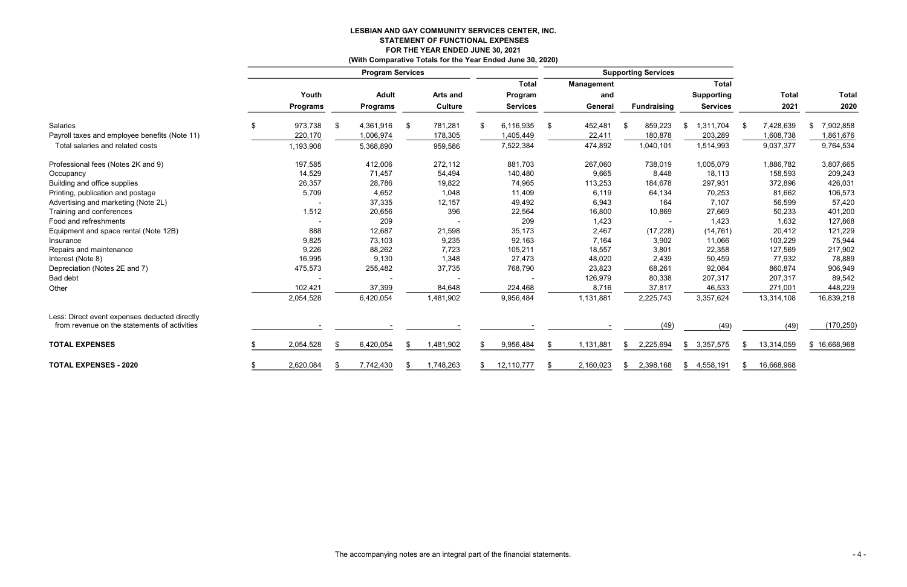# LESBIAN AND GAY COMMUNITY SERVICES CENTER, INC.
## STATEMENT OF FUNCTIONAL EXPENSES
### FOR THE YEAR ENDED JUNE 30, 2021
### (With Comparative Totals for the Year Ended June 30, 2020)

| | Program Services | | | | Supporting Services | | | | |
|---|---|---|---|---|---|---|---|---|---|
| | Youth Programs | Adult Programs | Arts and Culture | Total Program Services | Management and General | Fundraising | Total Supporting Services | Total 2021 | Total 2020 |
| Salaries | $ 973,738 | $ 4,361,916 | $ 781,281 | $ 6,116,935 | $ 452,481 | $ 859,223 | $ 1,311,704 | $ 7,428,639 | $ 7,902,858 |
| Payroll taxes and employee benefits (Note 11) | 220,170 | 1,006,974 | 178,305 | 1,405,449 | 22,411 | 180,878 | 203,289 | 1,608,738 | 1,861,676 |
| Total salaries and related costs | 1,193,908 | 5,368,890 | 959,586 | 7,522,384 | 474,892 | 1,040,101 | 1,514,993 | 9,037,377 | 9,764,534 |
| Professional fees (Notes 2K and 9) | 197,585 | 412,006 | 272,112 | 881,703 | 267,060 | 738,019 | 1,005,079 | 1,886,782 | 3,807,665 |
| Occupancy | 14,529 | 71,457 | 54,494 | 140,480 | 9,665 | 8,448 | 18,113 | 158,593 | 209,243 |
| Building and office supplies | 26,357 | 28,786 | 19,822 | 74,965 | 113,253 | 184,678 | 297,931 | 372,896 | 426,031 |
| Printing, publication and postage | 5,709 | 4,652 | 1,048 | 11,409 | 6,119 | 64,134 | 70,253 | 81,662 | 106,573 |
| Advertising and marketing (Note 2L) | - | 37,335 | 12,157 | 49,492 | 6,943 | 164 | 7,107 | 56,599 | 57,420 |
| Training and conferences | 1,512 | 20,656 | 396 | 22,564 | 16,800 | 10,869 | 27,669 | 50,233 | 401,200 |
| Food and refreshments | - | 209 | - | 209 | 1,423 | - | 1,423 | 1,632 | 127,868 |
| Equipment and space rental (Note 12B) | 888 | 12,687 | 21,598 | 35,173 | 2,467 | (17,228) | (14,761) | 20,412 | 121,229 |
| Insurance | 9,825 | 73,103 | 9,235 | 92,163 | 7,164 | 3,902 | 11,066 | 103,229 | 75,944 |
| Repairs and maintenance | 9,226 | 88,262 | 7,723 | 105,211 | 18,557 | 3,801 | 22,358 | 127,569 | 217,902 |
| Interest (Note 8) | 16,995 | 9,130 | 1,348 | 27,473 | 48,020 | 2,439 | 50,459 | 77,932 | 78,889 |
| Depreciation (Notes 2E and 7) | 475,573 | 255,482 | 37,735 | 768,790 | 23,823 | 68,261 | 92,084 | 860,874 | 906,949 |
| Bad debt | - | - | - | - | 126,979 | 80,338 | 207,317 | 207,317 | 89,542 |
| Other | 102,421 | 37,399 | 84,648 | 224,468 | 8,716 | 37,817 | 46,533 | 271,001 | 448,229 |
| | 2,054,528 | 6,420,054 | 1,481,902 | 9,956,484 | 1,131,881 | 2,225,743 | 3,357,624 | 13,314,108 | 16,839,218 |
| Less: Direct event expenses deducted directly from revenue on the statements of activities | - | - | - | - | - | (49) | (49) | (49) | (170,250) |
| **TOTAL EXPENSES** | $ 2,054,528 | $ 6,420,054 | $ 1,481,902 | $ 9,956,484 | $ 1,131,881 | $ 2,225,694 | $ 3,357,575 | $ 13,314,059 | $ 16,668,968 |
| **TOTAL EXPENSES - 2020** | $ 2,620,084 | $ 7,742,430 | $ 1,748,263 | $ 12,110,777 | $ 2,160,023 | $ 2,398,168 | $ 4,558,191 | $ 16,668,968 | |

The accompanying notes are an integral part of the financial statements.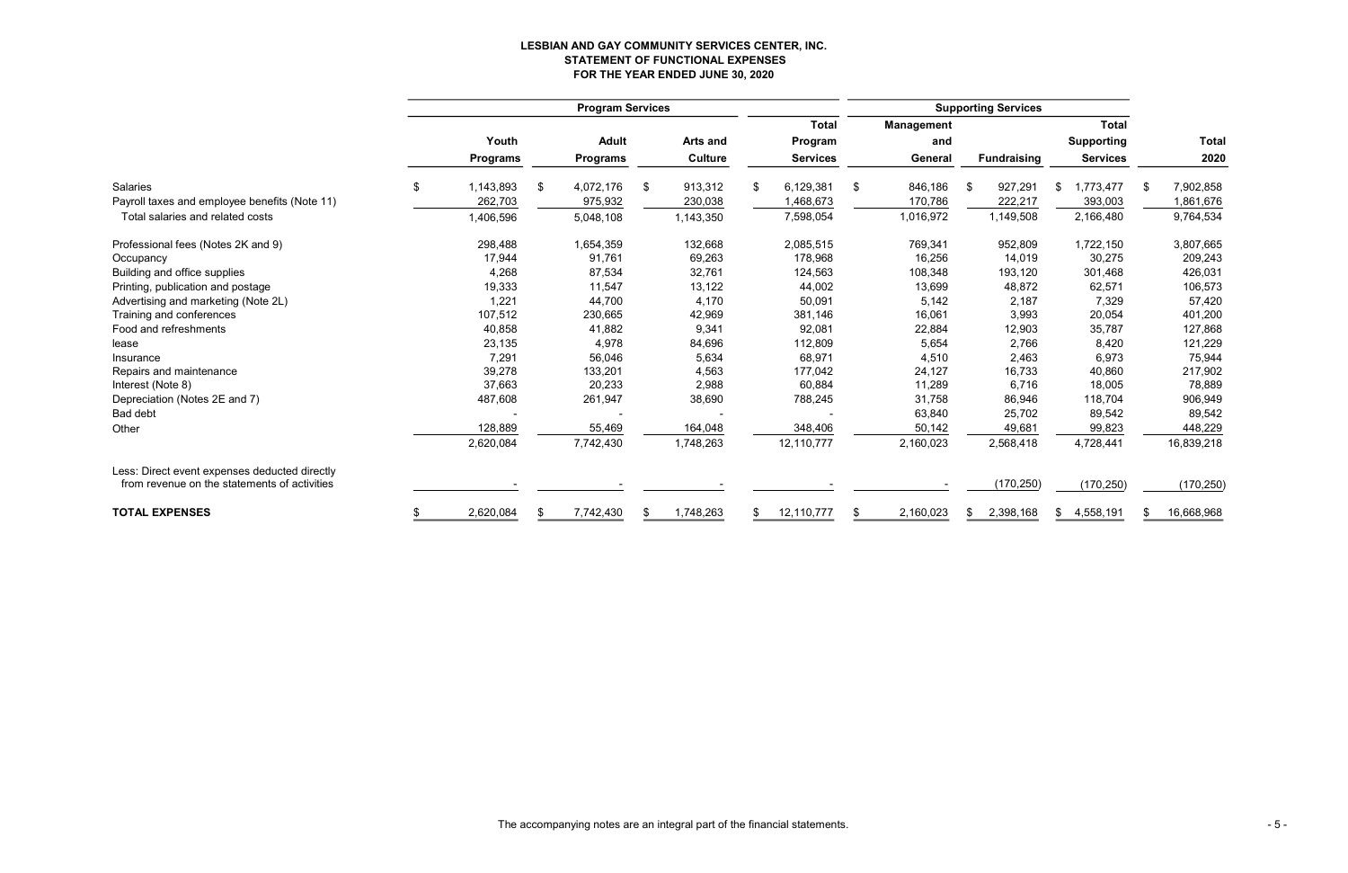**LESBIAN AND GAY COMMUNITY SERVICES CENTER, INC.**
**STATEMENT OF FUNCTIONAL EXPENSES**
**FOR THE YEAR ENDED JUNE 30, 2020**

| | Program Services | | | | Supporting Services | | | |
|---|---|---|---|---|---|---|---|---|
| | Youth Programs | Adult Programs | Arts and Culture | Total Program Services | Management and General | Fundraising | Total Supporting Services | Total 2020 |
| Salaries | $ 1,143,893 | $ 4,072,176 | $ 913,312 | $ 6,129,381 | $ 846,186 | $ 927,291 | $ 1,773,477 | $ 7,902,858 |
| Payroll taxes and employee benefits (Note 11) | 262,703 | 975,932 | 230,038 | 1,468,673 | 170,786 | 222,217 | 393,003 | 1,861,676 |
| Total salaries and related costs | 1,406,596 | 5,048,108 | 1,143,350 | 7,598,054 | 1,016,972 | 1,149,508 | 2,166,480 | 9,764,534 |
| Professional fees (Notes 2K and 9) | 298,488 | 1,654,359 | 132,668 | 2,085,515 | 769,341 | 952,809 | 1,722,150 | 3,807,665 |
| Occupancy | 17,944 | 91,761 | 69,263 | 178,968 | 16,256 | 14,019 | 30,275 | 209,243 |
| Building and office supplies | 4,268 | 87,534 | 32,761 | 124,563 | 108,348 | 193,120 | 301,468 | 426,031 |
| Printing, publication and postage | 19,333 | 11,547 | 13,122 | 44,002 | 13,699 | 48,872 | 62,571 | 106,573 |
| Advertising and marketing (Note 2L) | 1,221 | 44,700 | 4,170 | 50,091 | 5,142 | 2,187 | 7,329 | 57,420 |
| Training and conferences | 107,512 | 230,665 | 42,969 | 381,146 | 16,061 | 3,993 | 20,054 | 401,200 |
| Food and refreshments | 40,858 | 41,882 | 9,341 | 92,081 | 22,884 | 12,903 | 35,787 | 127,868 |
| lease | 23,135 | 4,978 | 84,696 | 112,809 | 5,654 | 2,766 | 8,420 | 121,229 |
| Insurance | 7,291 | 56,046 | 5,634 | 68,971 | 4,510 | 2,463 | 6,973 | 75,944 |
| Repairs and maintenance | 39,278 | 133,201 | 4,563 | 177,042 | 24,127 | 16,733 | 40,860 | 217,902 |
| Interest (Note 8) | 37,663 | 20,233 | 2,988 | 60,884 | 11,289 | 6,716 | 18,005 | 78,889 |
| Depreciation (Notes 2E and 7) | 487,608 | 261,947 | 38,690 | 788,245 | 31,758 | 86,946 | 118,704 | 906,949 |
| Bad debt | - | - | - | - | 63,840 | 25,702 | 89,542 | 89,542 |
| Other | 128,889 | 55,469 | 164,048 | 348,406 | 50,142 | 49,681 | 99,823 | 448,229 |
| | 2,620,084 | 7,742,430 | 1,748,263 | 12,110,777 | 2,160,023 | 2,568,418 | 4,728,441 | 16,839,218 |
| Less: Direct event expenses deducted directly from revenue on the statements of activities | - | - | - | - | - | (170,250) | (170,250) | (170,250) |
| **TOTAL EXPENSES** | $ 2,620,084 | $ 7,742,430 | $ 1,748,263 | $ 12,110,777 | $ 2,160,023 | $ 2,398,168 | $ 4,558,191 | $ 16,668,968 |

The accompanying notes are an integral part of the financial statements.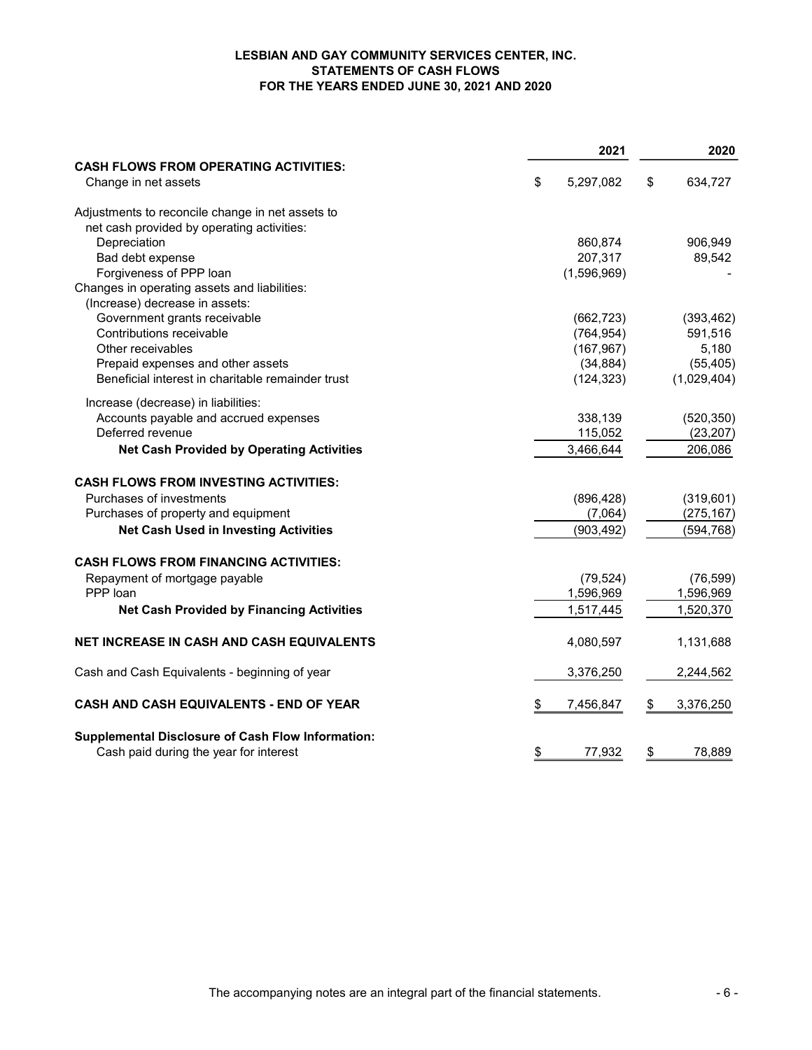**LESBIAN AND GAY COMMUNITY SERVICES CENTER, INC.**
**STATEMENTS OF CASH FLOWS**
**FOR THE YEARS ENDED JUNE 30, 2021 AND 2020**

| | 2021 | 2020 |
|---|---|---|
| **CASH FLOWS FROM OPERATING ACTIVITIES:** | | |
| Change in net assets | $ 5,297,082 | $ 634,727 |
| Adjustments to reconcile change in net assets to net cash provided by operating activities: | | |
| Depreciation | 860,874 | 906,949 |
| Bad debt expense | 207,317 | 89,542 |
| Forgiveness of PPP loan | (1,596,969) | - |
| Changes in operating assets and liabilities: | | |
| (Increase) decrease in assets: | | |
| Government grants receivable | (662,723) | (393,462) |
| Contributions receivable | (764,954) | 591,516 |
| Other receivables | (167,967) | 5,180 |
| Prepaid expenses and other assets | (34,884) | (55,405) |
| Beneficial interest in charitable remainder trust | (124,323) | (1,029,404) |
| Increase (decrease) in liabilities: | | |
| Accounts payable and accrued expenses | 338,139 | (520,350) |
| Deferred revenue | 115,052 | (23,207) |
| **Net Cash Provided by Operating Activities** | 3,466,644 | 206,086 |
| **CASH FLOWS FROM INVESTING ACTIVITIES:** | | |
| Purchases of investments | (896,428) | (319,601) |
| Purchases of property and equipment | (7,064) | (275,167) |
| **Net Cash Used in Investing Activities** | (903,492) | (594,768) |
| **CASH FLOWS FROM FINANCING ACTIVITIES:** | | |
| Repayment of mortgage payable | (79,524) | (76,599) |
| PPP loan | 1,596,969 | 1,596,969 |
| **Net Cash Provided by Financing Activities** | 1,517,445 | 1,520,370 |
| **NET INCREASE IN CASH AND CASH EQUIVALENTS** | 4,080,597 | 1,131,688 |
| Cash and Cash Equivalents - beginning of year | 3,376,250 | 2,244,562 |
| **CASH AND CASH EQUIVALENTS - END OF YEAR** | $ 7,456,847 | $ 3,376,250 |
| **Supplemental Disclosure of Cash Flow Information:** | | |
| Cash paid during the year for interest | $ 77,932 | $ 78,889 |

The accompanying notes are an integral part of the financial statements.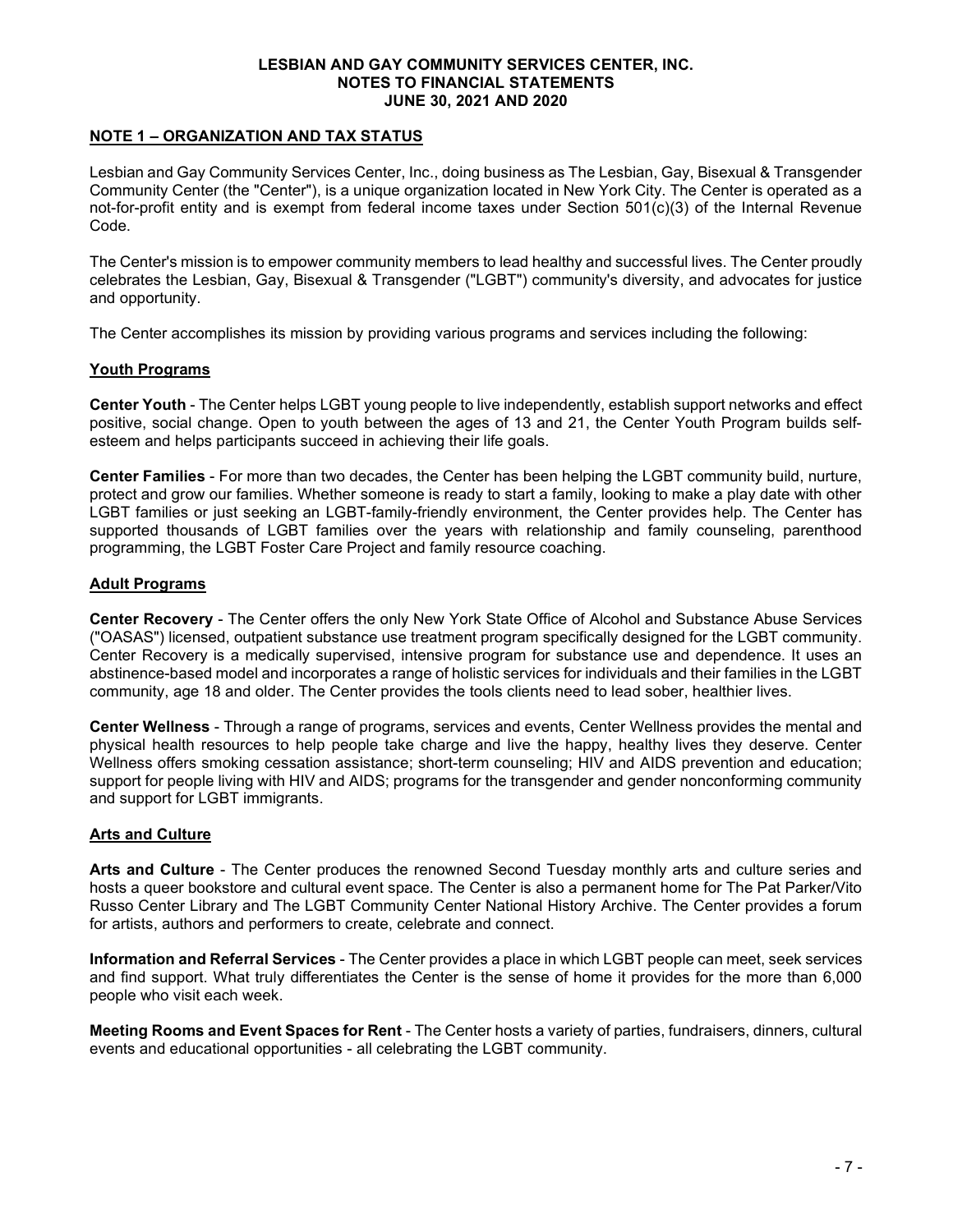# LESBIAN AND GAY COMMUNITY SERVICES CENTER, INC.
## NOTES TO FINANCIAL STATEMENTS
## JUNE 30, 2021 AND 2020

**NOTE 1 – ORGANIZATION AND TAX STATUS**

Lesbian and Gay Community Services Center, Inc., doing business as The Lesbian, Gay, Bisexual & Transgender Community Center (the "Center"), is a unique organization located in New York City. The Center is operated as a not-for-profit entity and is exempt from federal income taxes under Section 501(c)(3) of the Internal Revenue Code.

The Center's mission is to empower community members to lead healthy and successful lives. The Center proudly celebrates the Lesbian, Gay, Bisexual & Transgender ("LGBT") community's diversity, and advocates for justice and opportunity.

The Center accomplishes its mission by providing various programs and services including the following:

**Youth Programs**

**Center Youth** - The Center helps LGBT young people to live independently, establish support networks and effect positive, social change. Open to youth between the ages of 13 and 21, the Center Youth Program builds self-esteem and helps participants succeed in achieving their life goals.

**Center Families** - For more than two decades, the Center has been helping the LGBT community build, nurture, protect and grow our families. Whether someone is ready to start a family, looking to make a play date with other LGBT families or just seeking an LGBT-family-friendly environment, the Center provides help. The Center has supported thousands of LGBT families over the years with relationship and family counseling, parenthood programming, the LGBT Foster Care Project and family resource coaching.

**Adult Programs**

**Center Recovery** - The Center offers the only New York State Office of Alcohol and Substance Abuse Services ("OASAS") licensed, outpatient substance use treatment program specifically designed for the LGBT community. Center Recovery is a medically supervised, intensive program for substance use and dependence. It uses an abstinence-based model and incorporates a range of holistic services for individuals and their families in the LGBT community, age 18 and older. The Center provides the tools clients need to lead sober, healthier lives.

**Center Wellness** - Through a range of programs, services and events, Center Wellness provides the mental and physical health resources to help people take charge and live the happy, healthy lives they deserve. Center Wellness offers smoking cessation assistance; short-term counseling; HIV and AIDS prevention and education; support for people living with HIV and AIDS; programs for the transgender and gender nonconforming community and support for LGBT immigrants.

**Arts and Culture**

**Arts and Culture** - The Center produces the renowned Second Tuesday monthly arts and culture series and hosts a queer bookstore and cultural event space. The Center is also a permanent home for The Pat Parker/Vito Russo Center Library and The LGBT Community Center National History Archive. The Center provides a forum for artists, authors and performers to create, celebrate and connect.

**Information and Referral Services** - The Center provides a place in which LGBT people can meet, seek services and find support. What truly differentiates the Center is the sense of home it provides for the more than 6,000 people who visit each week.

**Meeting Rooms and Event Spaces for Rent** - The Center hosts a variety of parties, fundraisers, dinners, cultural events and educational opportunities - all celebrating the LGBT community.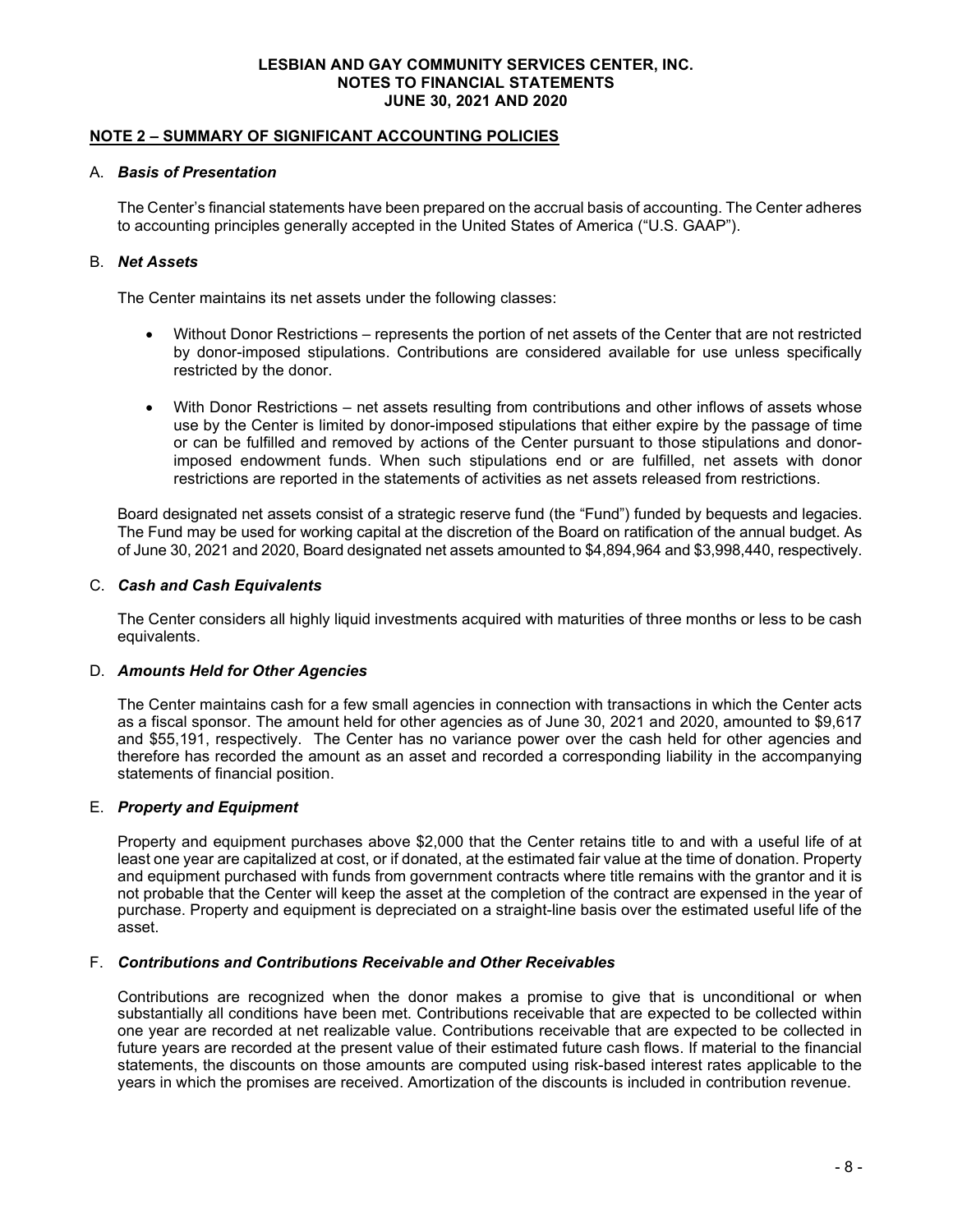**LESBIAN AND GAY COMMUNITY SERVICES CENTER, INC.**
**NOTES TO FINANCIAL STATEMENTS**
**JUNE 30, 2021 AND 2020**

## NOTE 2 – SUMMARY OF SIGNIFICANT ACCOUNTING POLICIES

### A. *Basis of Presentation*

The Center's financial statements have been prepared on the accrual basis of accounting. The Center adheres to accounting principles generally accepted in the United States of America ("U.S. GAAP").

### B. *Net Assets*

The Center maintains its net assets under the following classes:

- Without Donor Restrictions – represents the portion of net assets of the Center that are not restricted by donor-imposed stipulations. Contributions are considered available for use unless specifically restricted by the donor.
- With Donor Restrictions – net assets resulting from contributions and other inflows of assets whose use by the Center is limited by donor-imposed stipulations that either expire by the passage of time or can be fulfilled and removed by actions of the Center pursuant to those stipulations and donor-imposed endowment funds. When such stipulations end or are fulfilled, net assets with donor restrictions are reported in the statements of activities as net assets released from restrictions.

Board designated net assets consist of a strategic reserve fund (the "Fund") funded by bequests and legacies. The Fund may be used for working capital at the discretion of the Board on ratification of the annual budget. As of June 30, 2021 and 2020, Board designated net assets amounted to $4,894,964 and $3,998,440, respectively.

### C. *Cash and Cash Equivalents*

The Center considers all highly liquid investments acquired with maturities of three months or less to be cash equivalents.

### D. *Amounts Held for Other Agencies*

The Center maintains cash for a few small agencies in connection with transactions in which the Center acts as a fiscal sponsor. The amount held for other agencies as of June 30, 2021 and 2020, amounted to $9,617 and $55,191, respectively. The Center has no variance power over the cash held for other agencies and therefore has recorded the amount as an asset and recorded a corresponding liability in the accompanying statements of financial position.

### E. *Property and Equipment*

Property and equipment purchases above $2,000 that the Center retains title to and with a useful life of at least one year are capitalized at cost, or if donated, at the estimated fair value at the time of donation. Property and equipment purchased with funds from government contracts where title remains with the grantor and it is not probable that the Center will keep the asset at the completion of the contract are expensed in the year of purchase. Property and equipment is depreciated on a straight-line basis over the estimated useful life of the asset.

### F. *Contributions and Contributions Receivable and Other Receivables*

Contributions are recognized when the donor makes a promise to give that is unconditional or when substantially all conditions have been met. Contributions receivable that are expected to be collected within one year are recorded at net realizable value. Contributions receivable that are expected to be collected in future years are recorded at the present value of their estimated future cash flows. If material to the financial statements, the discounts on those amounts are computed using risk-based interest rates applicable to the years in which the promises are received. Amortization of the discounts is included in contribution revenue.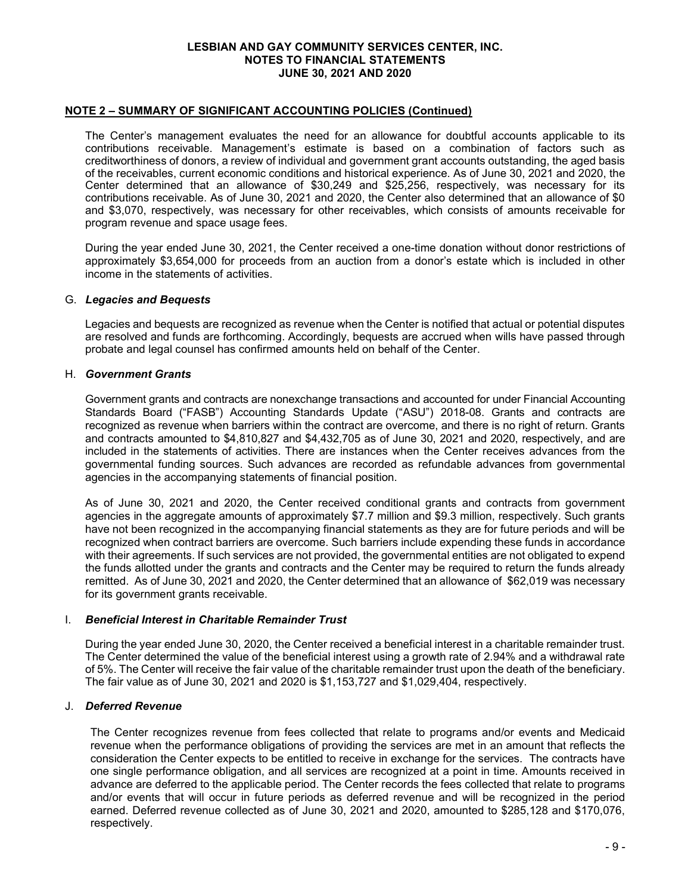## NOTE 2 – SUMMARY OF SIGNIFICANT ACCOUNTING POLICIES (Continued)

The Center's management evaluates the need for an allowance for doubtful accounts applicable to its contributions receivable. Management's estimate is based on a combination of factors such as creditworthiness of donors, a review of individual and government grant accounts outstanding, the aged basis of the receivables, current economic conditions and historical experience. As of June 30, 2021 and 2020, the Center determined that an allowance of $30,249 and $25,256, respectively, was necessary for its contributions receivable. As of June 30, 2021 and 2020, the Center also determined that an allowance of $0 and $3,070, respectively, was necessary for other receivables, which consists of amounts receivable for program revenue and space usage fees.

During the year ended June 30, 2021, the Center received a one-time donation without donor restrictions of approximately $3,654,000 for proceeds from an auction from a donor's estate which is included in other income in the statements of activities.

### G. *Legacies and Bequests*

Legacies and bequests are recognized as revenue when the Center is notified that actual or potential disputes are resolved and funds are forthcoming. Accordingly, bequests are accrued when wills have passed through probate and legal counsel has confirmed amounts held on behalf of the Center.

### H. *Government Grants*

Government grants and contracts are nonexchange transactions and accounted for under Financial Accounting Standards Board ("FASB") Accounting Standards Update ("ASU") 2018-08. Grants and contracts are recognized as revenue when barriers within the contract are overcome, and there is no right of return. Grants and contracts amounted to $4,810,827 and $4,432,705 as of June 30, 2021 and 2020, respectively, and are included in the statements of activities. There are instances when the Center receives advances from the governmental funding sources. Such advances are recorded as refundable advances from governmental agencies in the accompanying statements of financial position.

As of June 30, 2021 and 2020, the Center received conditional grants and contracts from government agencies in the aggregate amounts of approximately $7.7 million and $9.3 million, respectively. Such grants have not been recognized in the accompanying financial statements as they are for future periods and will be recognized when contract barriers are overcome. Such barriers include expending these funds in accordance with their agreements. If such services are not provided, the governmental entities are not obligated to expend the funds allotted under the grants and contracts and the Center may be required to return the funds already remitted. As of June 30, 2021 and 2020, the Center determined that an allowance of $62,019 was necessary for its government grants receivable.

### I. *Beneficial Interest in Charitable Remainder Trust*

During the year ended June 30, 2020, the Center received a beneficial interest in a charitable remainder trust. The Center determined the value of the beneficial interest using a growth rate of 2.94% and a withdrawal rate of 5%. The Center will receive the fair value of the charitable remainder trust upon the death of the beneficiary. The fair value as of June 30, 2021 and 2020 is $1,153,727 and $1,029,404, respectively.

### J. *Deferred Revenue*

The Center recognizes revenue from fees collected that relate to programs and/or events and Medicaid revenue when the performance obligations of providing the services are met in an amount that reflects the consideration the Center expects to be entitled to receive in exchange for the services. The contracts have one single performance obligation, and all services are recognized at a point in time. Amounts received in advance are deferred to the applicable period. The Center records the fees collected that relate to programs and/or events that will occur in future periods as deferred revenue and will be recognized in the period earned. Deferred revenue collected as of June 30, 2021 and 2020, amounted to $285,128 and $170,076, respectively.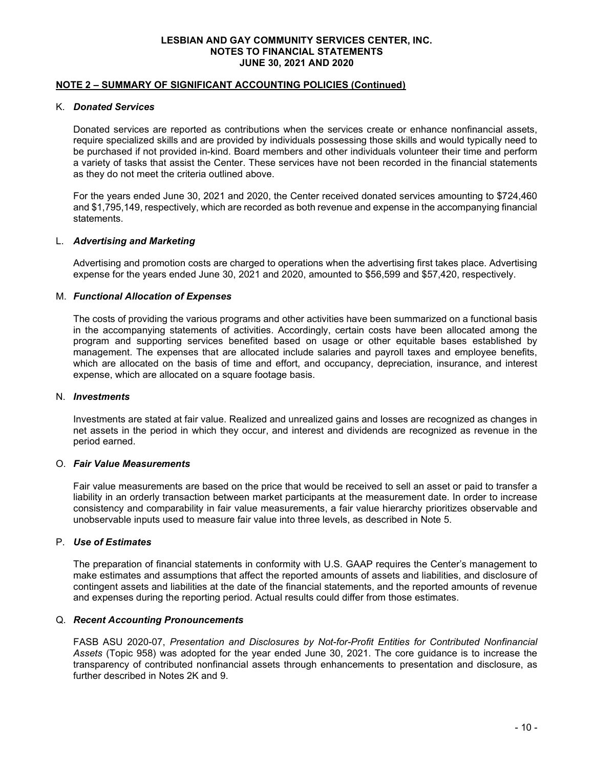**LESBIAN AND GAY COMMUNITY SERVICES CENTER, INC.**
**NOTES TO FINANCIAL STATEMENTS**
**JUNE 30, 2021 AND 2020**

## NOTE 2 – SUMMARY OF SIGNIFICANT ACCOUNTING POLICIES (Continued)

### K. *Donated Services*

Donated services are reported as contributions when the services create or enhance nonfinancial assets, require specialized skills and are provided by individuals possessing those skills and would typically need to be purchased if not provided in-kind. Board members and other individuals volunteer their time and perform a variety of tasks that assist the Center. These services have not been recorded in the financial statements as they do not meet the criteria outlined above.

For the years ended June 30, 2021 and 2020, the Center received donated services amounting to $724,460 and $1,795,149, respectively, which are recorded as both revenue and expense in the accompanying financial statements.

### L. *Advertising and Marketing*

Advertising and promotion costs are charged to operations when the advertising first takes place. Advertising expense for the years ended June 30, 2021 and 2020, amounted to $56,599 and $57,420, respectively.

### M. *Functional Allocation of Expenses*

The costs of providing the various programs and other activities have been summarized on a functional basis in the accompanying statements of activities. Accordingly, certain costs have been allocated among the program and supporting services benefited based on usage or other equitable bases established by management. The expenses that are allocated include salaries and payroll taxes and employee benefits, which are allocated on the basis of time and effort, and occupancy, depreciation, insurance, and interest expense, which are allocated on a square footage basis.

### N. *Investments*

Investments are stated at fair value. Realized and unrealized gains and losses are recognized as changes in net assets in the period in which they occur, and interest and dividends are recognized as revenue in the period earned.

### O. *Fair Value Measurements*

Fair value measurements are based on the price that would be received to sell an asset or paid to transfer a liability in an orderly transaction between market participants at the measurement date. In order to increase consistency and comparability in fair value measurements, a fair value hierarchy prioritizes observable and unobservable inputs used to measure fair value into three levels, as described in Note 5.

### P. *Use of Estimates*

The preparation of financial statements in conformity with U.S. GAAP requires the Center's management to make estimates and assumptions that affect the reported amounts of assets and liabilities, and disclosure of contingent assets and liabilities at the date of the financial statements, and the reported amounts of revenue and expenses during the reporting period. Actual results could differ from those estimates.

### Q. *Recent Accounting Pronouncements*

FASB ASU 2020-07, *Presentation and Disclosures by Not-for-Profit Entities for Contributed Nonfinancial Assets* (Topic 958) was adopted for the year ended June 30, 2021. The core guidance is to increase the transparency of contributed nonfinancial assets through enhancements to presentation and disclosure, as further described in Notes 2K and 9.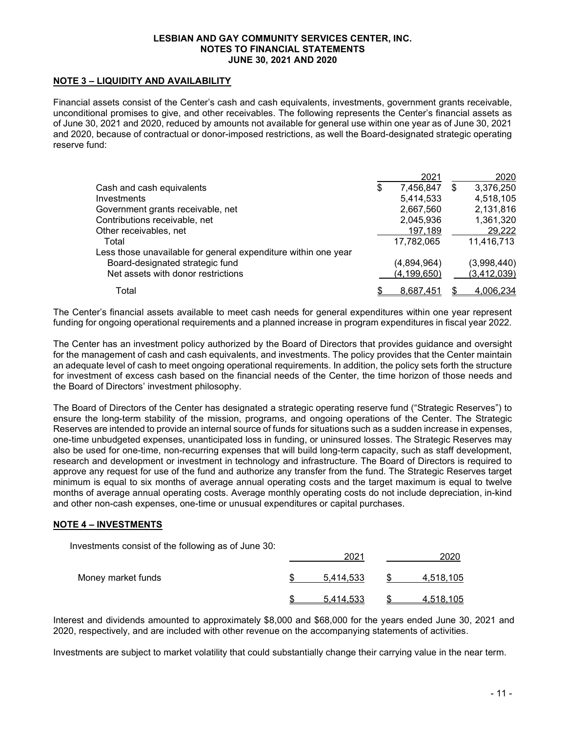**LESBIAN AND GAY COMMUNITY SERVICES CENTER, INC.**
**NOTES TO FINANCIAL STATEMENTS**
**JUNE 30, 2021 AND 2020**

## NOTE 3 – LIQUIDITY AND AVAILABILITY

Financial assets consist of the Center's cash and cash equivalents, investments, government grants receivable, unconditional promises to give, and other receivables. The following represents the Center's financial assets as of June 30, 2021 and 2020, reduced by amounts not available for general use within one year as of June 30, 2021 and 2020, because of contractual or donor-imposed restrictions, as well the Board-designated strategic operating reserve fund:

| | 2021 | 2020 |
|---|---|---|
| Cash and cash equivalents | $ 7,456,847 | $ 3,376,250 |
| Investments | 5,414,533 | 4,518,105 |
| Government grants receivable, net | 2,667,560 | 2,131,816 |
| Contributions receivable, net | 2,045,936 | 1,361,320 |
| Other receivables, net | 197,189 | 29,222 |
| Total | 17,782,065 | 11,416,713 |
| Less those unavailable for general expenditure within one year | | |
| Board-designated strategic fund | (4,894,964) | (3,998,440) |
| Net assets with donor restrictions | (4,199,650) | (3,412,039) |
| Total | $ 8,687,451 | $ 4,006,234 |

The Center's financial assets available to meet cash needs for general expenditures within one year represent funding for ongoing operational requirements and a planned increase in program expenditures in fiscal year 2022.

The Center has an investment policy authorized by the Board of Directors that provides guidance and oversight for the management of cash and cash equivalents, and investments. The policy provides that the Center maintain an adequate level of cash to meet ongoing operational requirements. In addition, the policy sets forth the structure for investment of excess cash based on the financial needs of the Center, the time horizon of those needs and the Board of Directors' investment philosophy.

The Board of Directors of the Center has designated a strategic operating reserve fund ("Strategic Reserves") to ensure the long-term stability of the mission, programs, and ongoing operations of the Center. The Strategic Reserves are intended to provide an internal source of funds for situations such as a sudden increase in expenses, one-time unbudgeted expenses, unanticipated loss in funding, or uninsured losses. The Strategic Reserves may also be used for one-time, non-recurring expenses that will build long-term capacity, such as staff development, research and development or investment in technology and infrastructure. The Board of Directors is required to approve any request for use of the fund and authorize any transfer from the fund. The Strategic Reserves target minimum is equal to six months of average annual operating costs and the target maximum is equal to twelve months of average annual operating costs. Average monthly operating costs do not include depreciation, in-kind and other non-cash expenses, one-time or unusual expenditures or capital purchases.

## NOTE 4 – INVESTMENTS

Investments consist of the following as of June 30:

| | 2021 | 2020 |
|---|---|---|
| Money market funds | $ 5,414,533 | $ 4,518,105 |
| | $ 5,414,533 | $ 4,518,105 |

Interest and dividends amounted to approximately $8,000 and $68,000 for the years ended June 30, 2021 and 2020, respectively, and are included with other revenue on the accompanying statements of activities.

Investments are subject to market volatility that could substantially change their carrying value in the near term.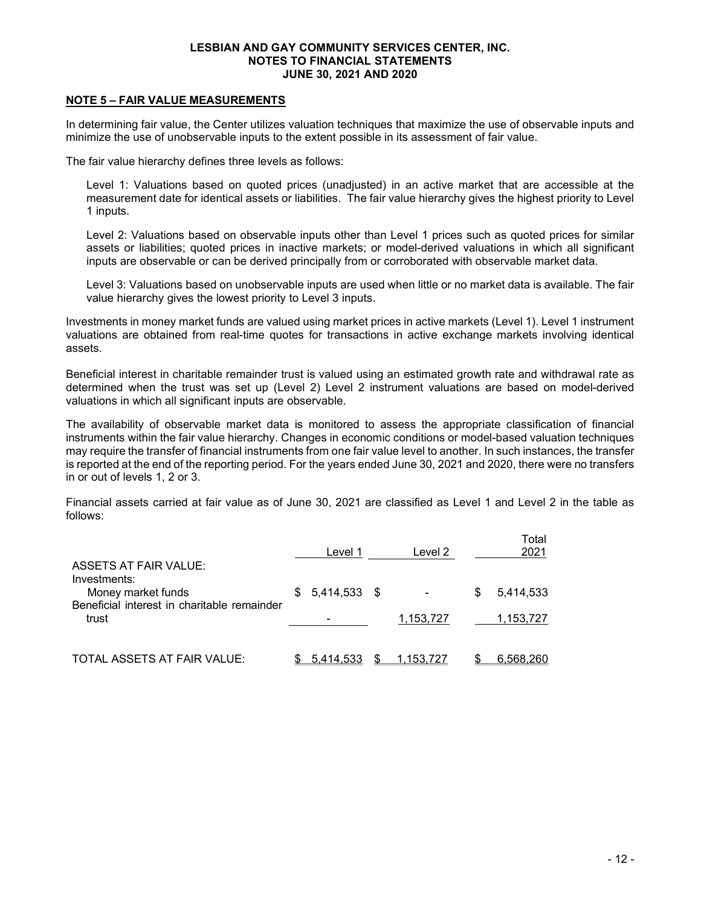**LESBIAN AND GAY COMMUNITY SERVICES CENTER, INC.**
**NOTES TO FINANCIAL STATEMENTS**
**JUNE 30, 2021 AND 2020**

## NOTE 5 – FAIR VALUE MEASUREMENTS

In determining fair value, the Center utilizes valuation techniques that maximize the use of observable inputs and minimize the use of unobservable inputs to the extent possible in its assessment of fair value.

The fair value hierarchy defines three levels as follows:

Level 1: Valuations based on quoted prices (unadjusted) in an active market that are accessible at the measurement date for identical assets or liabilities. The fair value hierarchy gives the highest priority to Level 1 inputs.

Level 2: Valuations based on observable inputs other than Level 1 prices such as quoted prices for similar assets or liabilities; quoted prices in inactive markets; or model-derived valuations in which all significant inputs are observable or can be derived principally from or corroborated with observable market data.

Level 3: Valuations based on unobservable inputs are used when little or no market data is available. The fair value hierarchy gives the lowest priority to Level 3 inputs.

Investments in money market funds are valued using market prices in active markets (Level 1). Level 1 instrument valuations are obtained from real-time quotes for transactions in active exchange markets involving identical assets.

Beneficial interest in charitable remainder trust is valued using an estimated growth rate and withdrawal rate as determined when the trust was set up (Level 2) Level 2 instrument valuations are based on model-derived valuations in which all significant inputs are observable.

The availability of observable market data is monitored to assess the appropriate classification of financial instruments within the fair value hierarchy. Changes in economic conditions or model-based valuation techniques may require the transfer of financial instruments from one fair value level to another. In such instances, the transfer is reported at the end of the reporting period. For the years ended June 30, 2021 and 2020, there were no transfers in or out of levels 1, 2 or 3.

Financial assets carried at fair value as of June 30, 2021 are classified as Level 1 and Level 2 in the table as follows:

| | Level 1 | Level 2 | Total 2021 |
|---|---|---|---|
| ASSETS AT FAIR VALUE: | | | |
| Investments: | | | |
| Money market funds | $ 5,414,533 | $ - | $ 5,414,533 |
| Beneficial interest in charitable remainder trust | - | 1,153,727 | 1,153,727 |
| TOTAL ASSETS AT FAIR VALUE: | $ 5,414,533 | $ 1,153,727 | $ 6,568,260 |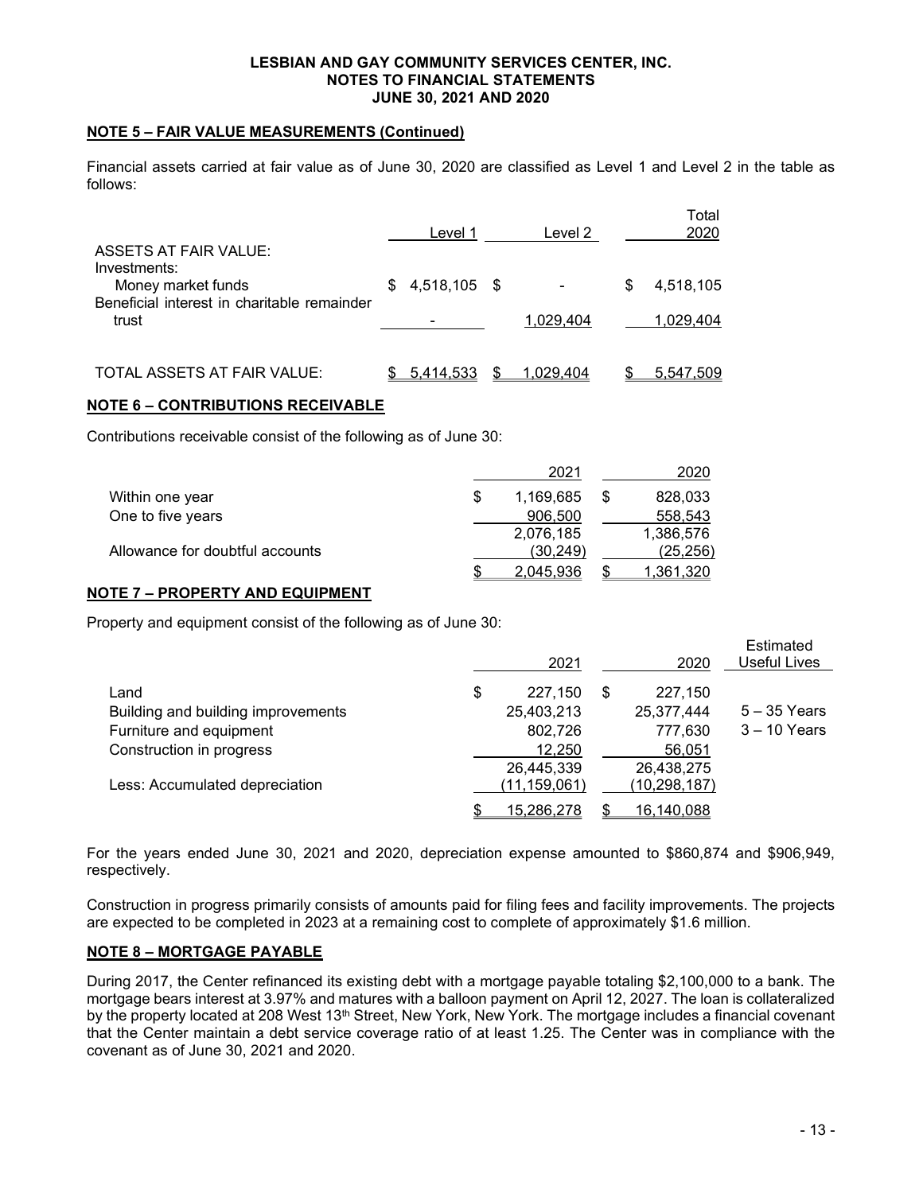**NOTE 5 – FAIR VALUE MEASUREMENTS (Continued)**

Financial assets carried at fair value as of June 30, 2020 are classified as Level 1 and Level 2 in the table as follows:

| | Level 1 | Level 2 | Total 2020 |
|---|---|---|---|
| ASSETS AT FAIR VALUE: | | | |
| Investments: | | | |
| Money market funds | $ 4,518,105 | $ - | $ 4,518,105 |
| Beneficial interest in charitable remainder trust | - | 1,029,404 | 1,029,404 |
| TOTAL ASSETS AT FAIR VALUE: | $ 5,414,533 | $ 1,029,404 | $ 5,547,509 |

**NOTE 6 – CONTRIBUTIONS RECEIVABLE**

Contributions receivable consist of the following as of June 30:

| | 2021 | 2020 |
|---|---|---|
| Within one year | $ 1,169,685 | $ 828,033 |
| One to five years | 906,500 | 558,543 |
| | 2,076,185 | 1,386,576 |
| Allowance for doubtful accounts | (30,249) | (25,256) |
| | $ 2,045,936 | $ 1,361,320 |

**NOTE 7 – PROPERTY AND EQUIPMENT**

Property and equipment consist of the following as of June 30:

| | 2021 | 2020 | Estimated Useful Lives |
|---|---|---|---|
| Land | $ 227,150 | $ 227,150 | |
| Building and building improvements | 25,403,213 | 25,377,444 | 5 – 35 Years |
| Furniture and equipment | 802,726 | 777,630 | 3 – 10 Years |
| Construction in progress | 12,250 | 56,051 | |
| | 26,445,339 | 26,438,275 | |
| Less: Accumulated depreciation | (11,159,061) | (10,298,187) | |
| | $ 15,286,278 | $ 16,140,088 | |

For the years ended June 30, 2021 and 2020, depreciation expense amounted to $860,874 and $906,949, respectively.

Construction in progress primarily consists of amounts paid for filing fees and facility improvements. The projects are expected to be completed in 2023 at a remaining cost to complete of approximately $1.6 million.

**NOTE 8 – MORTGAGE PAYABLE**

During 2017, the Center refinanced its existing debt with a mortgage payable totaling $2,100,000 to a bank. The mortgage bears interest at 3.97% and matures with a balloon payment on April 12, 2027. The loan is collateralized by the property located at 208 West 13th Street, New York, New York. The mortgage includes a financial covenant that the Center maintain a debt service coverage ratio of at least 1.25. The Center was in compliance with the covenant as of June 30, 2021 and 2020.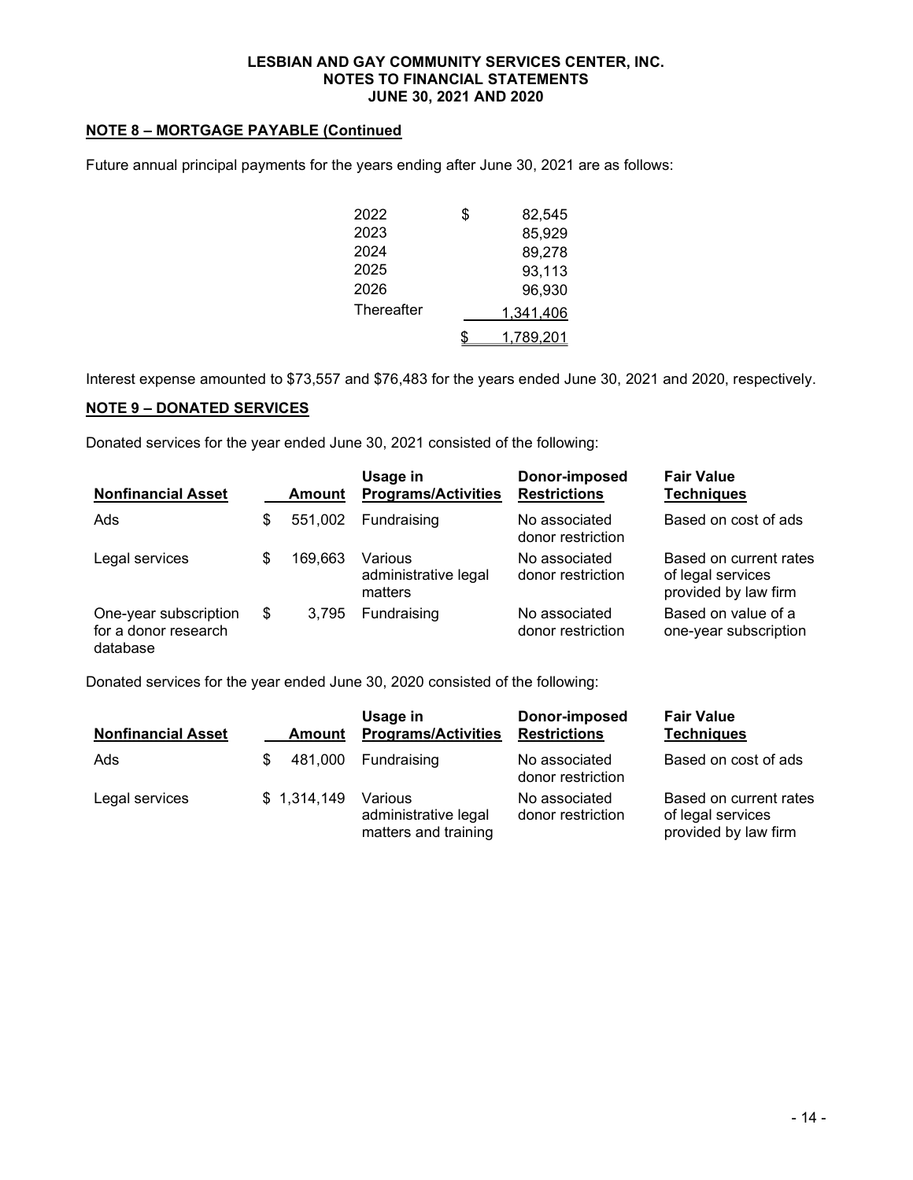## NOTE 8 – MORTGAGE PAYABLE (Continued)

Future annual principal payments for the years ending after June 30, 2021 are as follows:

| | |
|---|---|
| 2022 | $ 82,545 |
| 2023 | 85,929 |
| 2024 | 89,278 |
| 2025 | 93,113 |
| 2026 | 96,930 |
| Thereafter | 1,341,406 |
| | $ 1,789,201 |

Interest expense amounted to $73,557 and $76,483 for the years ended June 30, 2021 and 2020, respectively.

## NOTE 9 – DONATED SERVICES

Donated services for the year ended June 30, 2021 consisted of the following:

| Nonfinancial Asset | Amount | Usage in Programs/Activities | Donor-imposed Restrictions | Fair Value Techniques |
|---|---|---|---|---|
| Ads | $ 551,002 | Fundraising | No associated donor restriction | Based on cost of ads |
| Legal services | $ 169,663 | Various administrative legal matters | No associated donor restriction | Based on current rates of legal services provided by law firm |
| One-year subscription for a donor research database | $ 3,795 | Fundraising | No associated donor restriction | Based on value of a one-year subscription |

Donated services for the year ended June 30, 2020 consisted of the following:

| Nonfinancial Asset | Amount | Usage in Programs/Activities | Donor-imposed Restrictions | Fair Value Techniques |
|---|---|---|---|---|
| Ads | $ 481,000 | Fundraising | No associated donor restriction | Based on cost of ads |
| Legal services | $ 1,314,149 | Various administrative legal matters and training | No associated donor restriction | Based on current rates of legal services provided by law firm |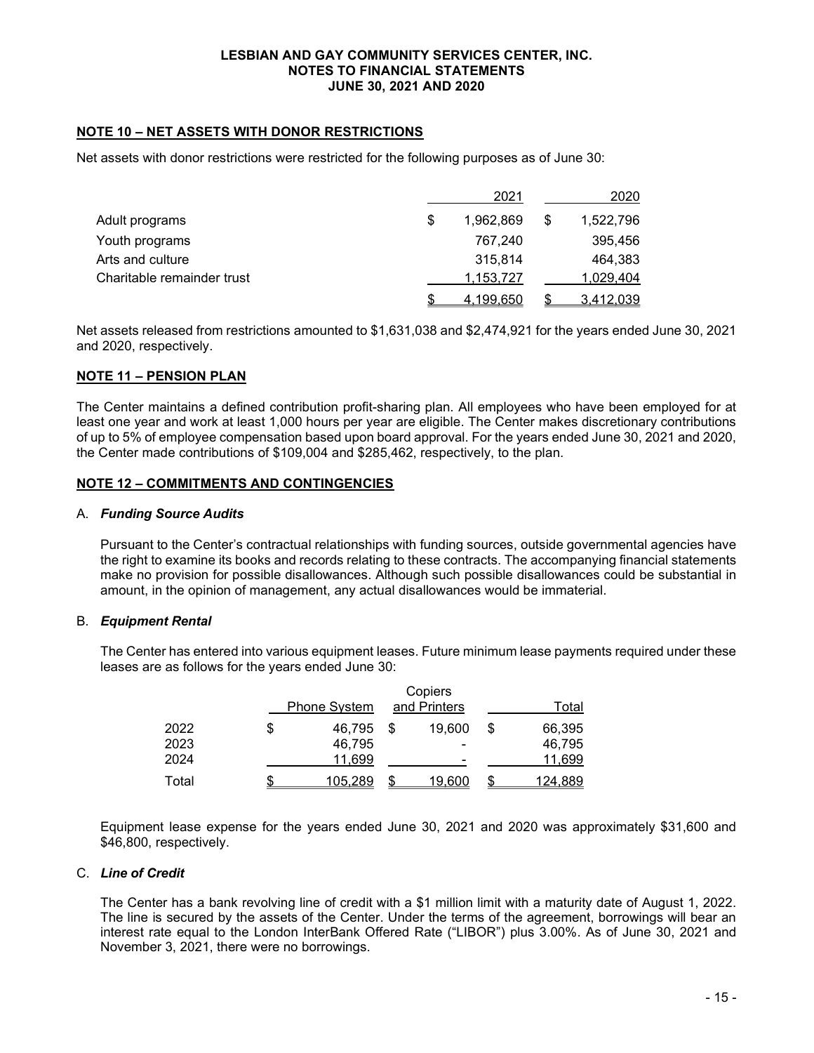**LESBIAN AND GAY COMMUNITY SERVICES CENTER, INC.**
**NOTES TO FINANCIAL STATEMENTS**
**JUNE 30, 2021 AND 2020**

## NOTE 10 – NET ASSETS WITH DONOR RESTRICTIONS

Net assets with donor restrictions were restricted for the following purposes as of June 30:

| | 2021 | 2020 |
|---|---|---|
| Adult programs | $ 1,962,869 | $ 1,522,796 |
| Youth programs | 767,240 | 395,456 |
| Arts and culture | 315,814 | 464,383 |
| Charitable remainder trust | 1,153,727 | 1,029,404 |
| | $ 4,199,650 | $ 3,412,039 |

Net assets released from restrictions amounted to $1,631,038 and $2,474,921 for the years ended June 30, 2021 and 2020, respectively.

## NOTE 11 – PENSION PLAN

The Center maintains a defined contribution profit-sharing plan. All employees who have been employed for at least one year and work at least 1,000 hours per year are eligible. The Center makes discretionary contributions of up to 5% of employee compensation based upon board approval. For the years ended June 30, 2021 and 2020, the Center made contributions of $109,004 and $285,462, respectively, to the plan.

## NOTE 12 – COMMITMENTS AND CONTINGENCIES

### A. *Funding Source Audits*

Pursuant to the Center's contractual relationships with funding sources, outside governmental agencies have the right to examine its books and records relating to these contracts. The accompanying financial statements make no provision for possible disallowances. Although such possible disallowances could be substantial in amount, in the opinion of management, any actual disallowances would be immaterial.

### B. *Equipment Rental*

The Center has entered into various equipment leases. Future minimum lease payments required under these leases are as follows for the years ended June 30:

| | Phone System | Copiers and Printers | Total |
|---|---|---|---|
| 2022 | $ 46,795 | $ 19,600 | $ 66,395 |
| 2023 | 46,795 | - | 46,795 |
| 2024 | 11,699 | - | 11,699 |
| Total | $ 105,289 | $ 19,600 | $ 124,889 |

Equipment lease expense for the years ended June 30, 2021 and 2020 was approximately $31,600 and $46,800, respectively.

### C. *Line of Credit*

The Center has a bank revolving line of credit with a $1 million limit with a maturity date of August 1, 2022. The line is secured by the assets of the Center. Under the terms of the agreement, borrowings will bear an interest rate equal to the London InterBank Offered Rate ("LIBOR") plus 3.00%. As of June 30, 2021 and November 3, 2021, there were no borrowings.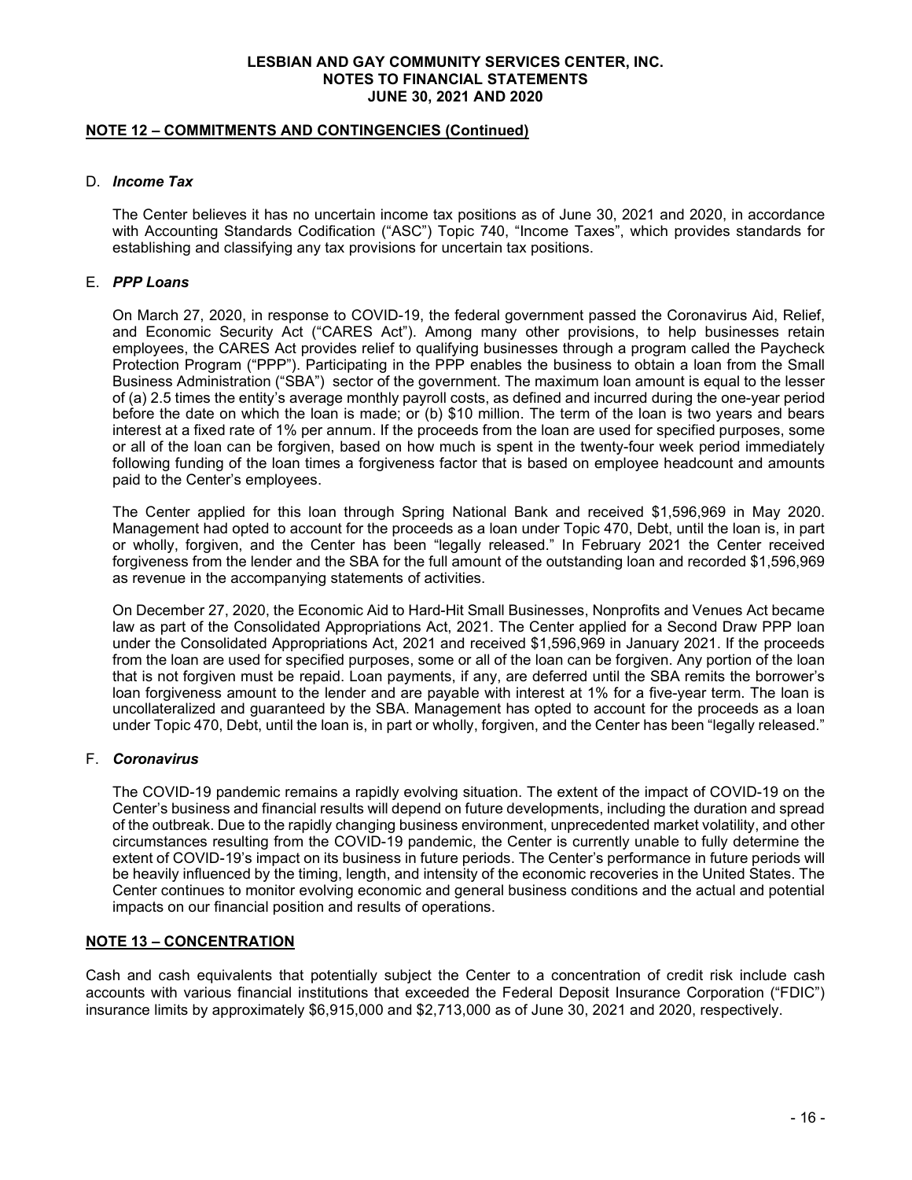## NOTE 12 – COMMITMENTS AND CONTINGENCIES (Continued)

### D. *Income Tax*

The Center believes it has no uncertain income tax positions as of June 30, 2021 and 2020, in accordance with Accounting Standards Codification ("ASC") Topic 740, "Income Taxes", which provides standards for establishing and classifying any tax provisions for uncertain tax positions.

### E. *PPP Loans*

On March 27, 2020, in response to COVID-19, the federal government passed the Coronavirus Aid, Relief, and Economic Security Act ("CARES Act"). Among many other provisions, to help businesses retain employees, the CARES Act provides relief to qualifying businesses through a program called the Paycheck Protection Program ("PPP"). Participating in the PPP enables the business to obtain a loan from the Small Business Administration ("SBA") sector of the government. The maximum loan amount is equal to the lesser of (a) 2.5 times the entity's average monthly payroll costs, as defined and incurred during the one-year period before the date on which the loan is made; or (b) $10 million. The term of the loan is two years and bears interest at a fixed rate of 1% per annum. If the proceeds from the loan are used for specified purposes, some or all of the loan can be forgiven, based on how much is spent in the twenty-four week period immediately following funding of the loan times a forgiveness factor that is based on employee headcount and amounts paid to the Center's employees.

The Center applied for this loan through Spring National Bank and received $1,596,969 in May 2020. Management had opted to account for the proceeds as a loan under Topic 470, Debt, until the loan is, in part or wholly, forgiven, and the Center has been "legally released." In February 2021 the Center received forgiveness from the lender and the SBA for the full amount of the outstanding loan and recorded $1,596,969 as revenue in the accompanying statements of activities.

On December 27, 2020, the Economic Aid to Hard-Hit Small Businesses, Nonprofits and Venues Act became law as part of the Consolidated Appropriations Act, 2021. The Center applied for a Second Draw PPP loan under the Consolidated Appropriations Act, 2021 and received $1,596,969 in January 2021. If the proceeds from the loan are used for specified purposes, some or all of the loan can be forgiven. Any portion of the loan that is not forgiven must be repaid. Loan payments, if any, are deferred until the SBA remits the borrower's loan forgiveness amount to the lender and are payable with interest at 1% for a five-year term. The loan is uncollateralized and guaranteed by the SBA. Management has opted to account for the proceeds as a loan under Topic 470, Debt, until the loan is, in part or wholly, forgiven, and the Center has been "legally released."

### F. *Coronavirus*

The COVID-19 pandemic remains a rapidly evolving situation. The extent of the impact of COVID-19 on the Center's business and financial results will depend on future developments, including the duration and spread of the outbreak. Due to the rapidly changing business environment, unprecedented market volatility, and other circumstances resulting from the COVID-19 pandemic, the Center is currently unable to fully determine the extent of COVID-19's impact on its business in future periods. The Center's performance in future periods will be heavily influenced by the timing, length, and intensity of the economic recoveries in the United States. The Center continues to monitor evolving economic and general business conditions and the actual and potential impacts on our financial position and results of operations.

## NOTE 13 – CONCENTRATION

Cash and cash equivalents that potentially subject the Center to a concentration of credit risk include cash accounts with various financial institutions that exceeded the Federal Deposit Insurance Corporation ("FDIC") insurance limits by approximately $6,915,000 and $2,713,000 as of June 30, 2021 and 2020, respectively.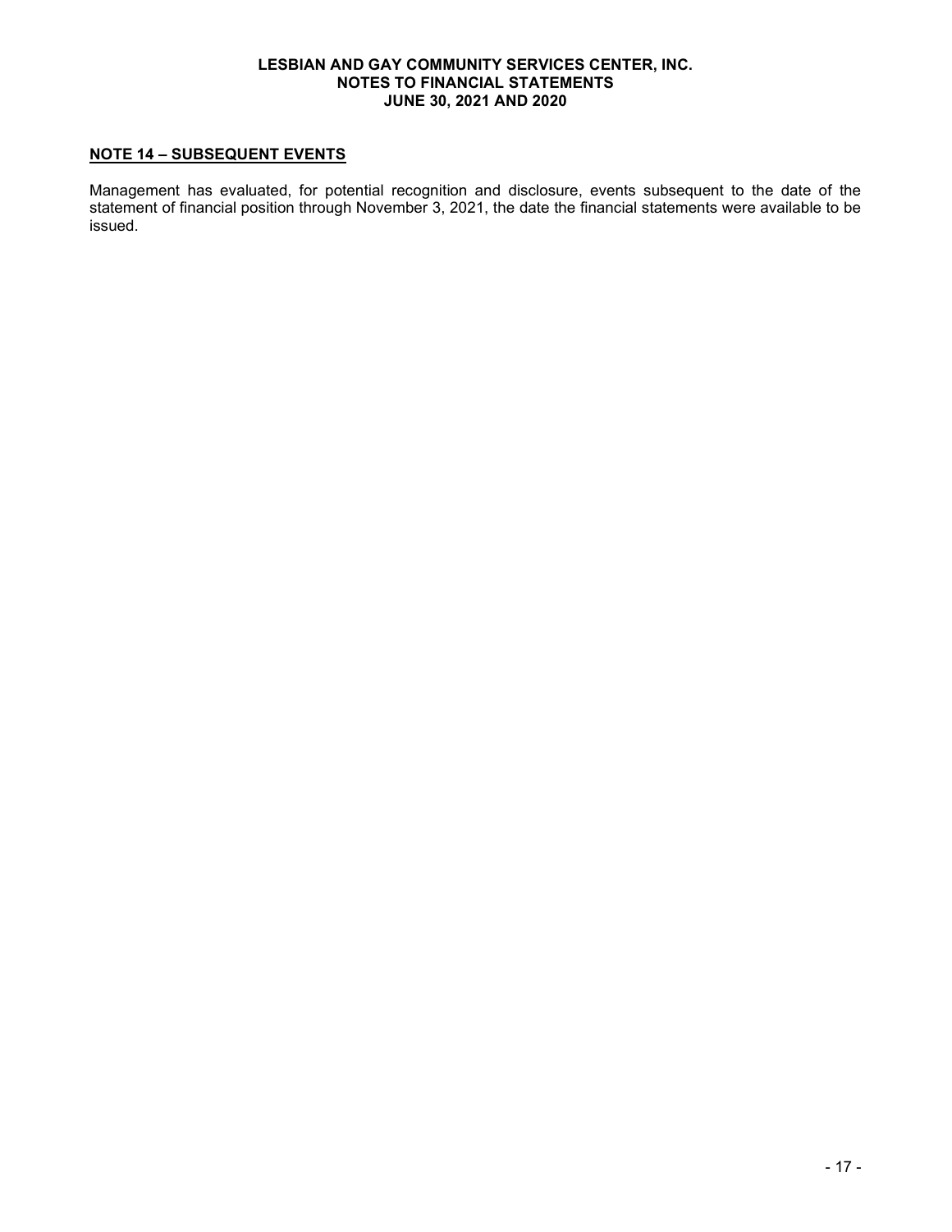## NOTE 14 – SUBSEQUENT EVENTS

Management has evaluated, for potential recognition and disclosure, events subsequent to the date of the statement of financial position through November 3, 2021, the date the financial statements were available to be issued.